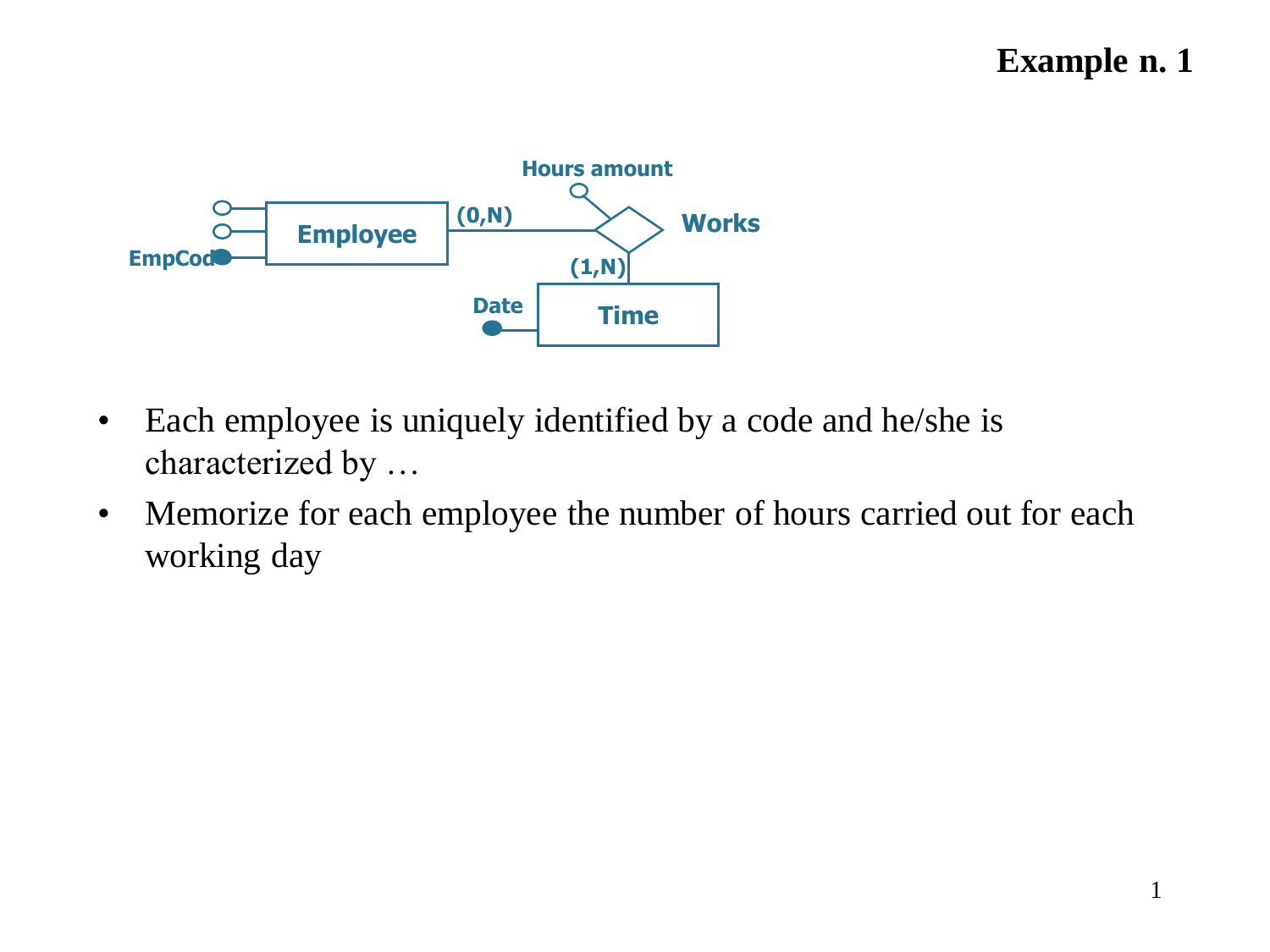# Example n. 1

- Each employee is uniquely identified by a code and he/she is characterized by …
- Memorize for each employee the number of hours carried out for each working day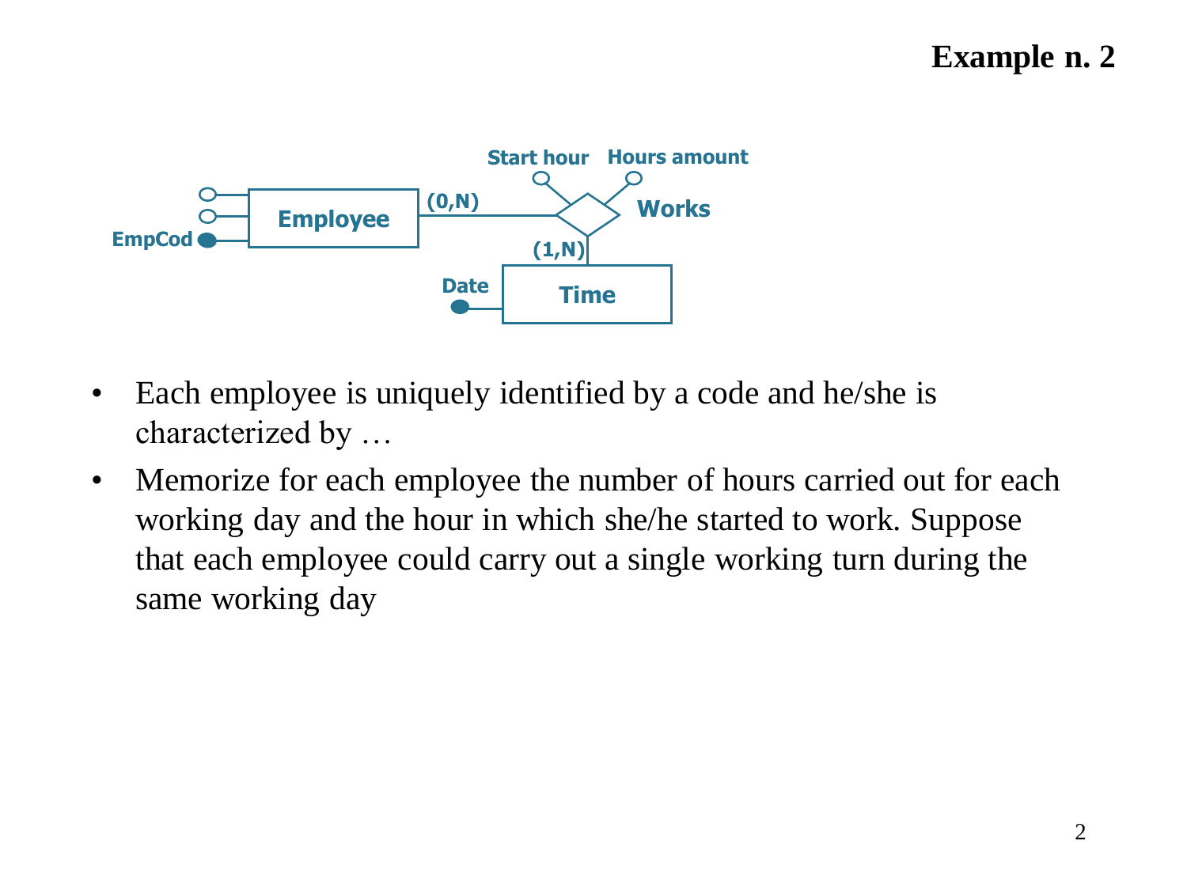## Example n. 2

- Each employee is uniquely identified by a code and he/she is characterized by …
- Memorize for each employee the number of hours carried out for each working day and the hour in which she/he started to work. Suppose that each employee could carry out a single working turn during the same working day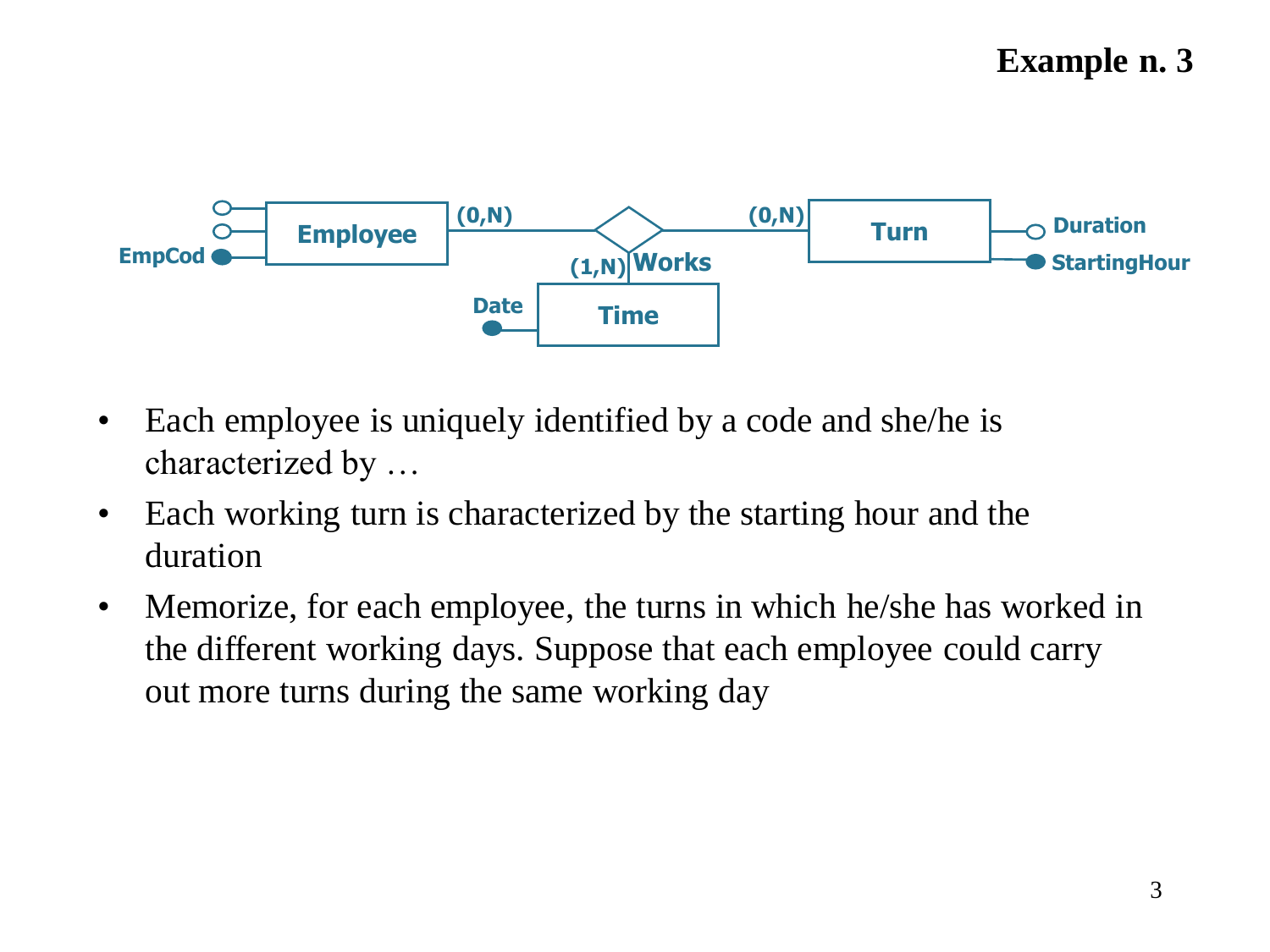# Example n. 3

- Each employee is uniquely identified by a code and she/he is characterized by …
- Each working turn is characterized by the starting hour and the duration
- Memorize, for each employee, the turns in which he/she has worked in the different working days. Suppose that each employee could carry out more turns during the same working day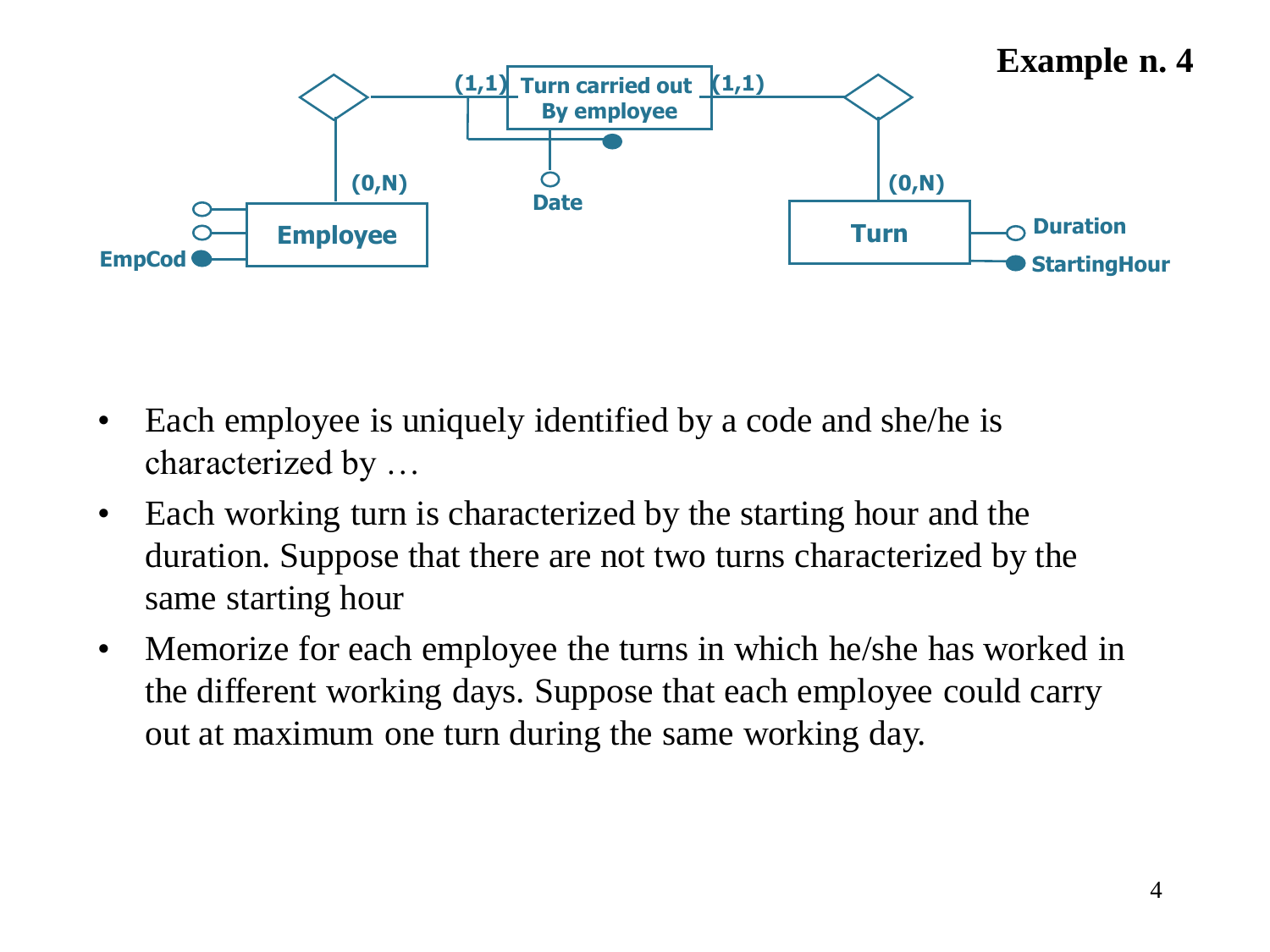## Example n. 4

Employee (EmpCod) — (0,N) — Turn carried out By employee (Date) — (0,N) — Turn (Duration, StartingHour)

- Each employee is uniquely identified by a code and she/he is characterized by …
- Each working turn is characterized by the starting hour and the duration. Suppose that there are not two turns characterized by the same starting hour
- Memorize for each employee the turns in which he/she has worked in the different working days. Suppose that each employee could carry out at maximum one turn during the same working day.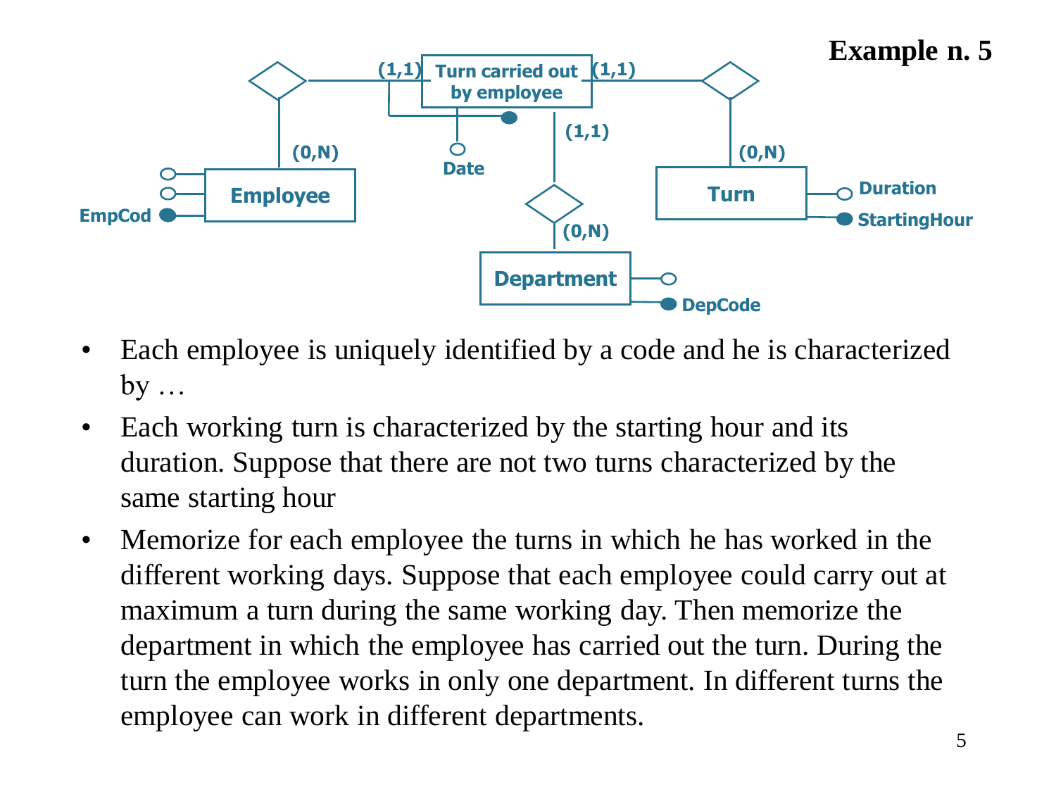## Example n. 5

- Each employee is uniquely identified by a code and he is characterized by …
- Each working turn is characterized by the starting hour and its duration. Suppose that there are not two turns characterized by the same starting hour
- Memorize for each employee the turns in which he has worked in the different working days. Suppose that each employee could carry out at maximum a turn during the same working day. Then memorize the department in which the employee has carried out the turn. During the turn the employee works in only one department. In different turns the employee can work in different departments.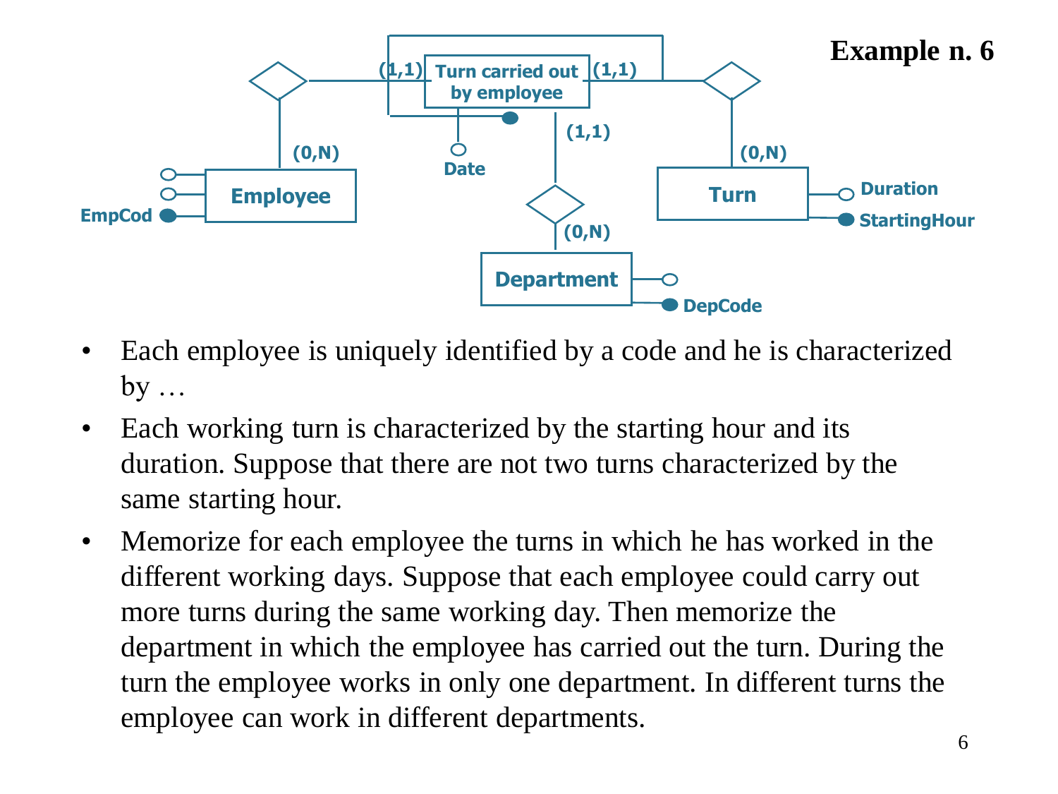## Example n. 6

Turn carried out by employee

(1,1) (1,1) (1,1)

Date

(0,N) (0,N) (0,N)

Employee

EmpCod

Turn

Duration

StartingHour

Department

DepCode

- Each employee is uniquely identified by a code and he is characterized by …
- Each working turn is characterized by the starting hour and its duration. Suppose that there are not two turns characterized by the same starting hour.
- Memorize for each employee the turns in which he has worked in the different working days. Suppose that each employee could carry out more turns during the same working day. Then memorize the department in which the employee has carried out the turn. During the turn the employee works in only one department. In different turns the employee can work in different departments.